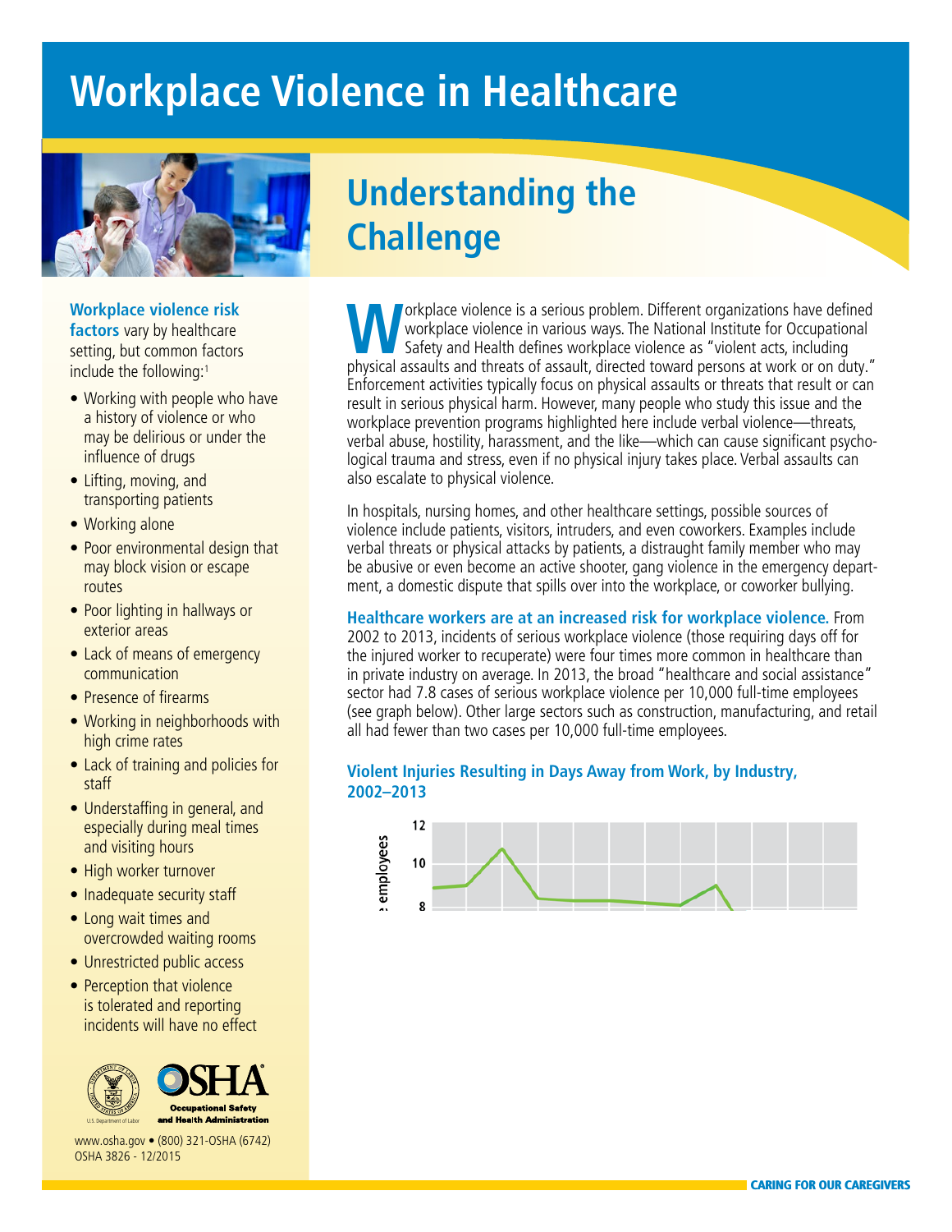# Workplace Violence in Healthcare

## Understanding the Challenge

**Workplace violence risk factors** vary by healthcare setting, but common factors include the following:[1]

- Working with people who have a history of violence or who may be delirious or under the influence of drugs
- Lifting, moving, and transporting patients
- Working alone
- Poor environmental design that may block vision or escape routes
- Poor lighting in hallways or exterior areas
- Lack of means of emergency communication
- Presence of firearms
- Working in neighborhoods with high crime rates
- Lack of training and policies for staff
- Understaffing in general, and especially during meal times and visiting hours
- High worker turnover
- Inadequate security staff
- Long wait times and overcrowded waiting rooms
- Unrestricted public access
- Perception that violence is tolerated and reporting incidents will have no effect

www.osha.gov • (800) 321-OSHA (6742)
OSHA 3826 - 12/2015

Workplace violence is a serious problem. Different organizations have defined workplace violence in various ways. The National Institute for Occupational Safety and Health defines workplace violence as "violent acts, including physical assaults and threats of assault, directed toward persons at work or on duty." Enforcement activities typically focus on physical assaults or threats that result or can result in serious physical harm. However, many people who study this issue and the workplace prevention programs highlighted here include verbal violence—threats, verbal abuse, hostility, harassment, and the like—which can cause significant psychological trauma and stress, even if no physical injury takes place. Verbal assaults can also escalate to physical violence.

In hospitals, nursing homes, and other healthcare settings, possible sources of violence include patients, visitors, intruders, and even coworkers. Examples include verbal threats or physical attacks by patients, a distraught family member who may be abusive or even become an active shooter, gang violence in the emergency department, a domestic dispute that spills over into the workplace, or coworker bullying.

**Healthcare workers are at an increased risk for workplace violence.** From 2002 to 2013, incidents of serious workplace violence (those requiring days off for the injured worker to recuperate) were four times more common in healthcare than in private industry on average. In 2013, the broad "healthcare and social assistance" sector had 7.8 cases of serious workplace violence per 10,000 full-time employees (see graph below). Other large sectors such as construction, manufacturing, and retail all had fewer than two cases per 10,000 full-time employees.

**Violent Injuries Resulting in Days Away from Work, by Industry, 2002–2013**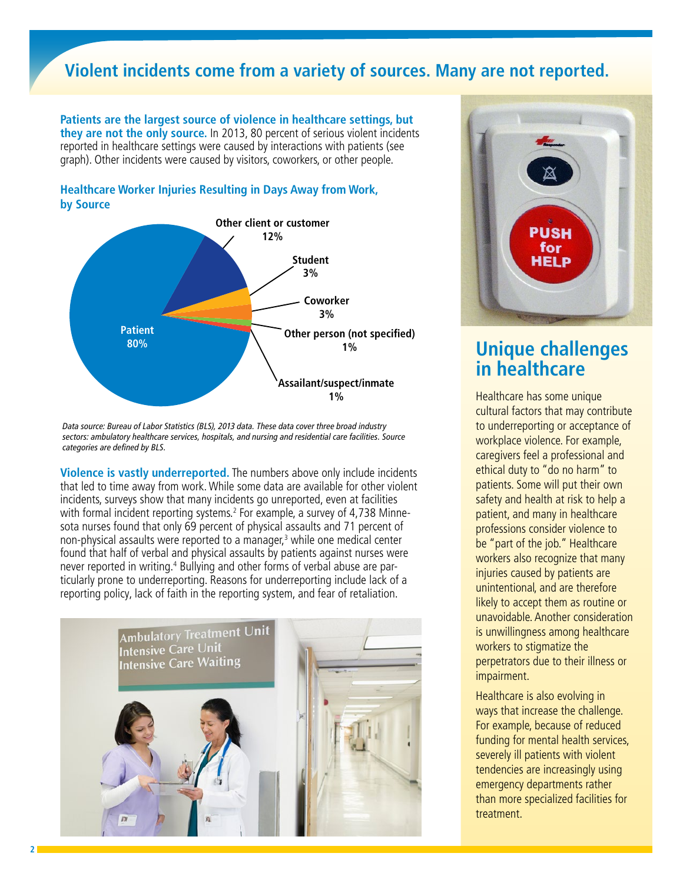## Violent incidents come from a variety of sources. Many are not reported.

**Patients are the largest source of violence in healthcare settings, but they are not the only source.** In 2013, 80 percent of serious violent incidents reported in healthcare settings were caused by interactions with patients (see graph). Other incidents were caused by visitors, coworkers, or other people.

### Healthcare Worker Injuries Resulting in Days Away from Work, by Source

| Source | Percent |
|---|---|
| Patient | 80% |
| Other client or customer | 12% |
| Student | 3% |
| Coworker | 3% |
| Other person (not specified) | 1% |
| Assailant/suspect/inmate | 1% |

*Data source: Bureau of Labor Statistics (BLS), 2013 data. These data cover three broad industry sectors: ambulatory healthcare services, hospitals, and nursing and residential care facilities. Source categories are defined by BLS.*

**Violence is vastly underreported.** The numbers above only include incidents that led to time away from work. While some data are available for other violent incidents, surveys show that many incidents go unreported, even at facilities with formal incident reporting systems.[2] For example, a survey of 4,738 Minnesota nurses found that only 69 percent of physical assaults and 71 percent of non-physical assaults were reported to a manager,[3] while one medical center found that half of verbal and physical assaults by patients against nurses were never reported in writing.[4] Bullying and other forms of verbal abuse are particularly prone to underreporting. Reasons for underreporting include lack of a reporting policy, lack of faith in the reporting system, and fear of retaliation.

## Unique challenges in healthcare

Healthcare has some unique cultural factors that may contribute to underreporting or acceptance of workplace violence. For example, caregivers feel a professional and ethical duty to "do no harm" to patients. Some will put their own safety and health at risk to help a patient, and many in healthcare professions consider violence to be "part of the job." Healthcare workers also recognize that many injuries caused by patients are unintentional, and are therefore likely to accept them as routine or unavoidable. Another consideration is unwillingness among healthcare workers to stigmatize the perpetrators due to their illness or impairment.

Healthcare is also evolving in ways that increase the challenge. For example, because of reduced funding for mental health services, severely ill patients with violent tendencies are increasingly using emergency departments rather than more specialized facilities for treatment.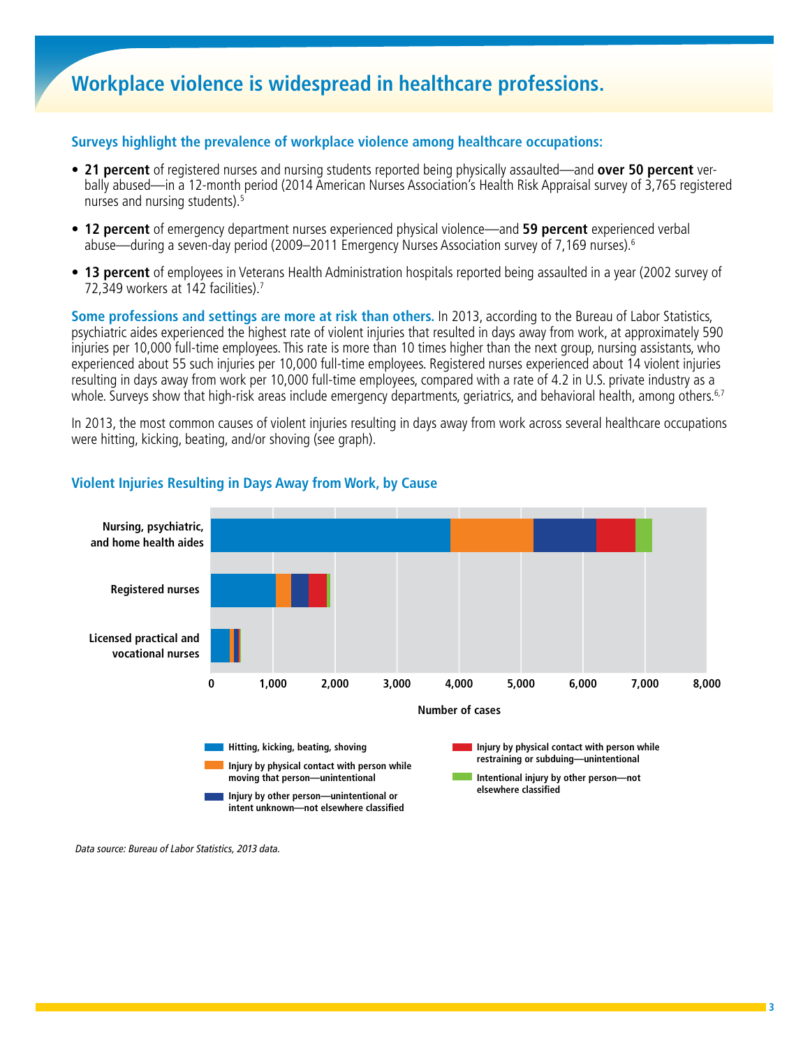# Workplace violence is widespread in healthcare professions.

**Surveys highlight the prevalence of workplace violence among healthcare occupations:**

- **21 percent** of registered nurses and nursing students reported being physically assaulted—and **over 50 percent** verbally abused—in a 12-month period (2014 American Nurses Association's Health Risk Appraisal survey of 3,765 registered nurses and nursing students).[5]
- **12 percent** of emergency department nurses experienced physical violence—and **59 percent** experienced verbal abuse—during a seven-day period (2009–2011 Emergency Nurses Association survey of 7,169 nurses).[6]
- **13 percent** of employees in Veterans Health Administration hospitals reported being assaulted in a year (2002 survey of 72,349 workers at 142 facilities).[7]

**Some professions and settings are more at risk than others.** In 2013, according to the Bureau of Labor Statistics, psychiatric aides experienced the highest rate of violent injuries that resulted in days away from work, at approximately 590 injuries per 10,000 full-time employees. This rate is more than 10 times higher than the next group, nursing assistants, who experienced about 55 such injuries per 10,000 full-time employees. Registered nurses experienced about 14 violent injuries resulting in days away from work per 10,000 full-time employees, compared with a rate of 4.2 in U.S. private industry as a whole. Surveys show that high-risk areas include emergency departments, geriatrics, and behavioral health, among others.[6,7]

In 2013, the most common causes of violent injuries resulting in days away from work across several healthcare occupations were hitting, kicking, beating, and/or shoving (see graph).

### Violent Injuries Resulting in Days Away from Work, by Cause

Categories: Nursing, psychiatric, and home health aides; Registered nurses; Licensed practical and vocational nurses

X-axis: Number of cases (0; 1,000; 2,000; 3,000; 4,000; 5,000; 6,000; 7,000; 8,000)

Legend:
- Hitting, kicking, beating, shoving
- Injury by physical contact with person while moving that person—unintentional
- Injury by other person—unintentional or intent unknown—not elsewhere classified
- Injury by physical contact with person while restraining or subduing—unintentional
- Intentional injury by other person—not elsewhere classified

*Data source: Bureau of Labor Statistics, 2013 data.*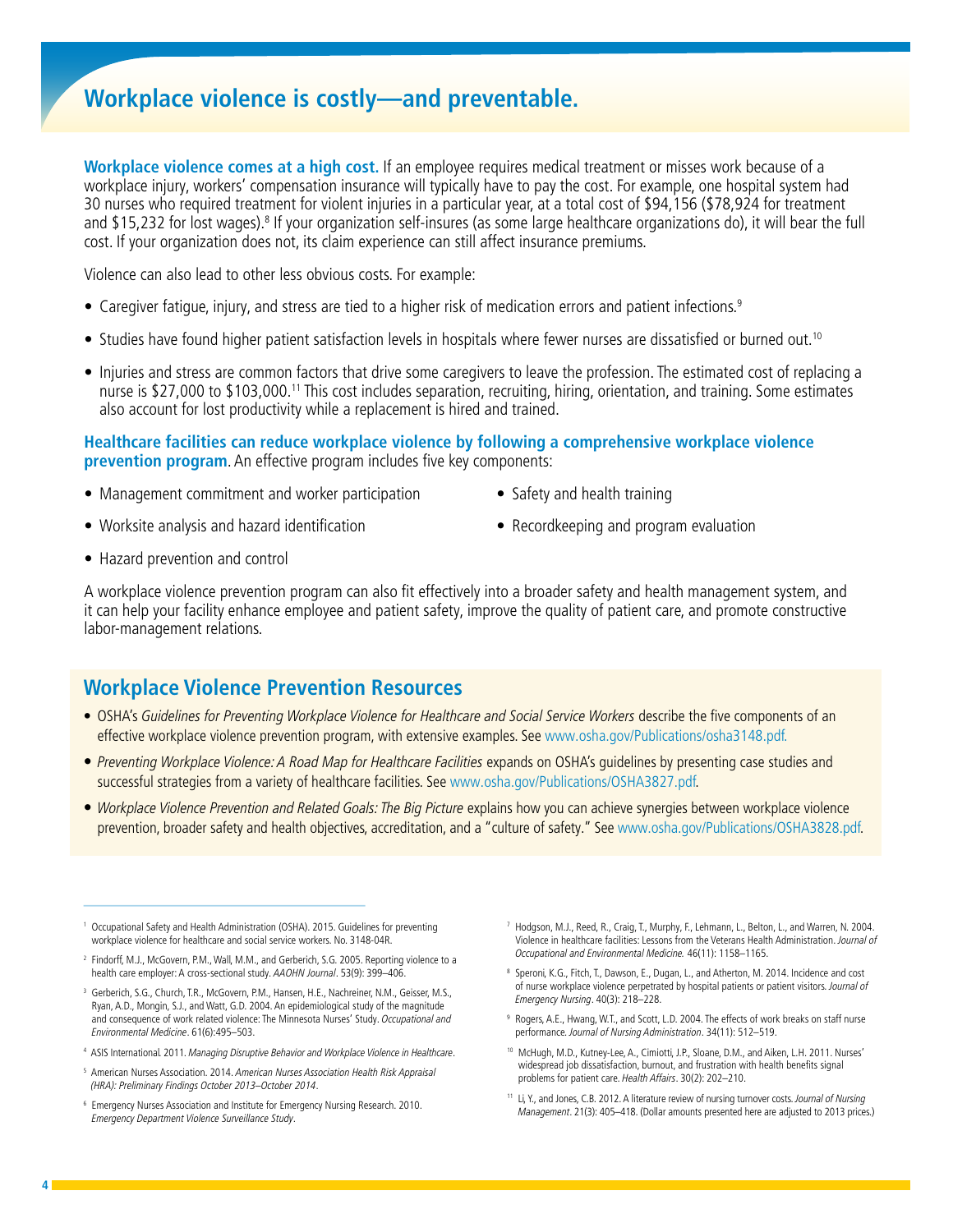# Workplace violence is costly—and preventable.

**Workplace violence comes at a high cost.** If an employee requires medical treatment or misses work because of a workplace injury, workers' compensation insurance will typically have to pay the cost. For example, one hospital system had 30 nurses who required treatment for violent injuries in a particular year, at a total cost of $94,156 ($78,924 for treatment and $15,232 for lost wages).[8] If your organization self-insures (as some large healthcare organizations do), it will bear the full cost. If your organization does not, its claim experience can still affect insurance premiums.

Violence can also lead to other less obvious costs. For example:

- Caregiver fatigue, injury, and stress are tied to a higher risk of medication errors and patient infections.[9]
- Studies have found higher patient satisfaction levels in hospitals where fewer nurses are dissatisfied or burned out.[10]
- Injuries and stress are common factors that drive some caregivers to leave the profession. The estimated cost of replacing a nurse is $27,000 to $103,000.[11] This cost includes separation, recruiting, hiring, orientation, and training. Some estimates also account for lost productivity while a replacement is hired and trained.

**Healthcare facilities can reduce workplace violence by following a comprehensive workplace violence prevention program**. An effective program includes five key components:

- Management commitment and worker participation
- Worksite analysis and hazard identification
- Hazard prevention and control
- Safety and health training
- Recordkeeping and program evaluation

A workplace violence prevention program can also fit effectively into a broader safety and health management system, and it can help your facility enhance employee and patient safety, improve the quality of patient care, and promote constructive labor-management relations.

## Workplace Violence Prevention Resources

- OSHA's *Guidelines for Preventing Workplace Violence for Healthcare and Social Service Workers* describe the five components of an effective workplace violence prevention program, with extensive examples. See www.osha.gov/Publications/osha3148.pdf.
- *Preventing Workplace Violence: A Road Map for Healthcare Facilities* expands on OSHA's guidelines by presenting case studies and successful strategies from a variety of healthcare facilities. See www.osha.gov/Publications/OSHA3827.pdf.
- *Workplace Violence Prevention and Related Goals: The Big Picture* explains how you can achieve synergies between workplace violence prevention, broader safety and health objectives, accreditation, and a "culture of safety." See www.osha.gov/Publications/OSHA3828.pdf.

---

1. Occupational Safety and Health Administration (OSHA). 2015. Guidelines for preventing workplace violence for healthcare and social service workers. No. 3148-04R.
2. Findorff, M.J., McGovern, P.M., Wall, M.M., and Gerberich, S.G. 2005. Reporting violence to a health care employer: A cross-sectional study. *AAOHN Journal*. 53(9): 399–406.
3. Gerberich, S.G., Church, T.R., McGovern, P.M., Hansen, H.E., Nachreiner, N.M., Geisser, M.S., Ryan, A.D., Mongin, S.J., and Watt, G.D. 2004. An epidemiological study of the magnitude and consequence of work related violence: The Minnesota Nurses' Study. *Occupational and Environmental Medicine*. 61(6):495–503.
4. ASIS International. 2011. *Managing Disruptive Behavior and Workplace Violence in Healthcare*.
5. American Nurses Association. 2014. *American Nurses Association Health Risk Appraisal (HRA): Preliminary Findings October 2013–October 2014*.
6. Emergency Nurses Association and Institute for Emergency Nursing Research. 2010. *Emergency Department Violence Surveillance Study*.
7. Hodgson, M.J., Reed, R., Craig, T., Murphy, F., Lehmann, L., Belton, L., and Warren, N. 2004. Violence in healthcare facilities: Lessons from the Veterans Health Administration. *Journal of Occupational and Environmental Medicine.* 46(11): 1158–1165.
8. Speroni, K.G., Fitch, T., Dawson, E., Dugan, L., and Atherton, M. 2014. Incidence and cost of nurse workplace violence perpetrated by hospital patients or patient visitors. *Journal of Emergency Nursing*. 40(3): 218–228.
9. Rogers, A.E., Hwang, W.T., and Scott, L.D. 2004. The effects of work breaks on staff nurse performance. *Journal of Nursing Administration*. 34(11): 512–519.
10. McHugh, M.D., Kutney-Lee, A., Cimiotti, J.P., Sloane, D.M., and Aiken, L.H. 2011. Nurses' widespread job dissatisfaction, burnout, and frustration with health benefits signal problems for patient care. *Health Affairs*. 30(2): 202–210.
11. Li, Y., and Jones, C.B. 2012. A literature review of nursing turnover costs. *Journal of Nursing Management*. 21(3): 405–418. (Dollar amounts presented here are adjusted to 2013 prices.)